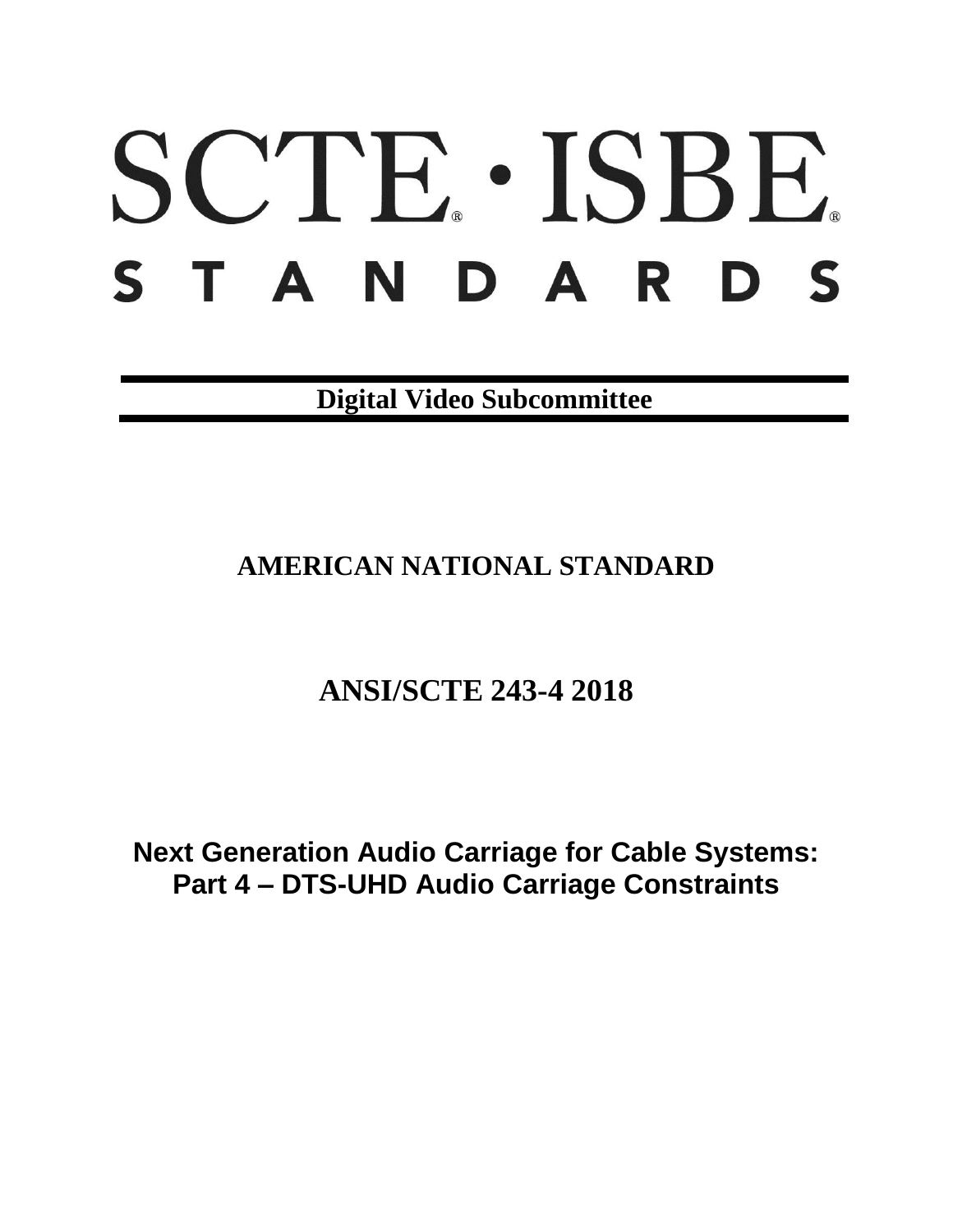# SCTE · ISBE STANDARDS

**Digital Video Subcommittee**

## AMERICAN NATIONAL STANDARD

## ANSI/SCTE 243-4 2018

# Next Generation Audio Carriage for Cable Systems: Part 4 – DTS-UHD Audio Carriage Constraints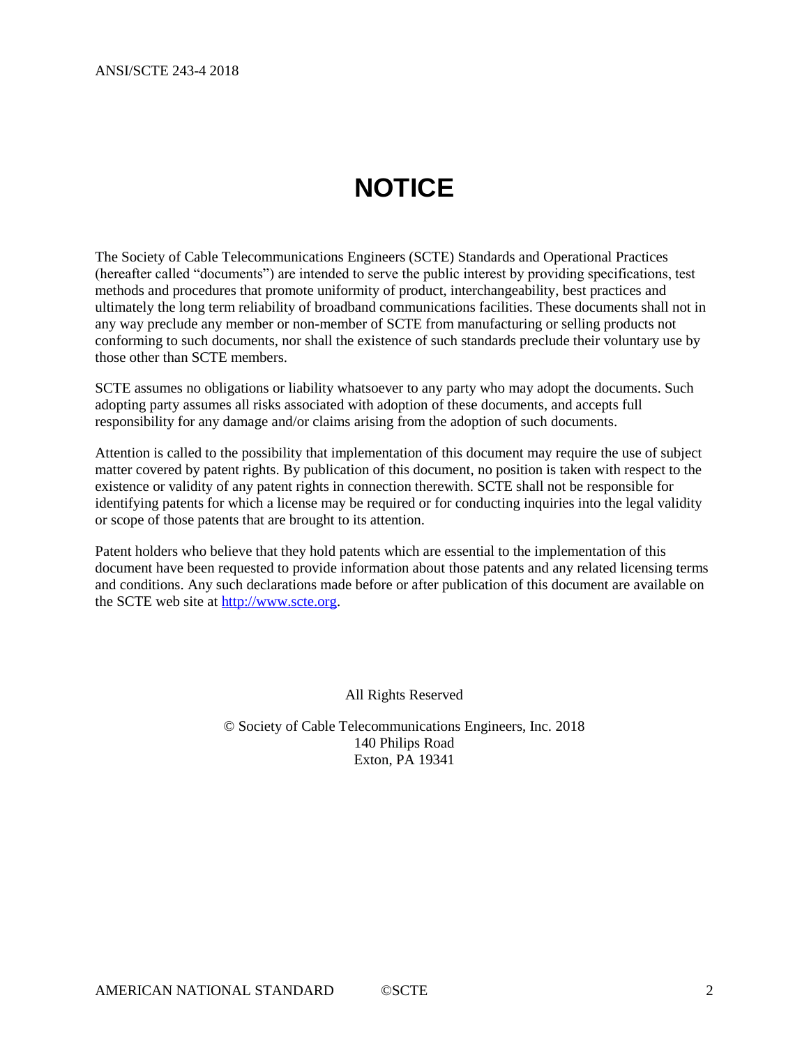# NOTICE

The Society of Cable Telecommunications Engineers (SCTE) Standards and Operational Practices (hereafter called "documents") are intended to serve the public interest by providing specifications, test methods and procedures that promote uniformity of product, interchangeability, best practices and ultimately the long term reliability of broadband communications facilities. These documents shall not in any way preclude any member or non-member of SCTE from manufacturing or selling products not conforming to such documents, nor shall the existence of such standards preclude their voluntary use by those other than SCTE members.

SCTE assumes no obligations or liability whatsoever to any party who may adopt the documents. Such adopting party assumes all risks associated with adoption of these documents, and accepts full responsibility for any damage and/or claims arising from the adoption of such documents.

Attention is called to the possibility that implementation of this document may require the use of subject matter covered by patent rights. By publication of this document, no position is taken with respect to the existence or validity of any patent rights in connection therewith. SCTE shall not be responsible for identifying patents for which a license may be required or for conducting inquiries into the legal validity or scope of those patents that are brought to its attention.

Patent holders who believe that they hold patents which are essential to the implementation of this document have been requested to provide information about those patents and any related licensing terms and conditions. Any such declarations made before or after publication of this document are available on the SCTE web site at [http://www.scte.org](http://www.scte.org).

All Rights Reserved

© Society of Cable Telecommunications Engineers, Inc. 2018
140 Philips Road
Exton, PA 19341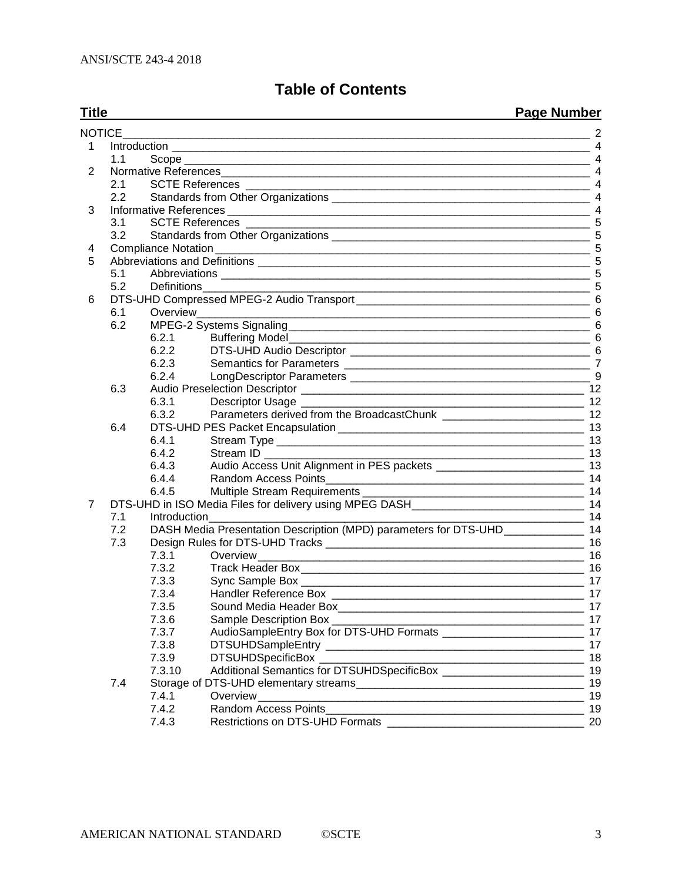# Table of Contents

| Title | | | Page Number |
|---|---|---|---|
| NOTICE | | | 2 |
| 1 | Introduction | | 4 |
| | 1.1 | Scope | 4 |
| 2 | Normative References | | 4 |
| | 2.1 | SCTE References | 4 |
| | 2.2 | Standards from Other Organizations | 4 |
| 3 | Informative References | | 4 |
| | 3.1 | SCTE References | 5 |
| | 3.2 | Standards from Other Organizations | 5 |
| 4 | Compliance Notation | | 5 |
| 5 | Abbreviations and Definitions | | 5 |
| | 5.1 | Abbreviations | 5 |
| | 5.2 | Definitions | 5 |
| 6 | DTS-UHD Compressed MPEG-2 Audio Transport | | 6 |
| | 6.1 | Overview | 6 |
| | 6.2 | MPEG-2 Systems Signaling | 6 |
| | | 6.2.1 Buffering Model | 6 |
| | | 6.2.2 DTS-UHD Audio Descriptor | 6 |
| | | 6.2.3 Semantics for Parameters | 7 |
| | | 6.2.4 LongDescriptor Parameters | 9 |
| | 6.3 | Audio Preselection Descriptor | 12 |
| | | 6.3.1 Descriptor Usage | 12 |
| | | 6.3.2 Parameters derived from the BroadcastChunk | 12 |
| | 6.4 | DTS-UHD PES Packet Encapsulation | 13 |
| | | 6.4.1 Stream Type | 13 |
| | | 6.4.2 Stream ID | 13 |
| | | 6.4.3 Audio Access Unit Alignment in PES packets | 13 |
| | | 6.4.4 Random Access Points | 14 |
| | | 6.4.5 Multiple Stream Requirements | 14 |
| 7 | DTS-UHD in ISO Media Files for delivery using MPEG DASH | | 14 |
| | 7.1 | Introduction | 14 |
| | 7.2 | DASH Media Presentation Description (MPD) parameters for DTS-UHD | 14 |
| | 7.3 | Design Rules for DTS-UHD Tracks | 16 |
| | | 7.3.1 Overview | 16 |
| | | 7.3.2 Track Header Box | 16 |
| | | 7.3.3 Sync Sample Box | 17 |
| | | 7.3.4 Handler Reference Box | 17 |
| | | 7.3.5 Sound Media Header Box | 17 |
| | | 7.3.6 Sample Description Box | 17 |
| | | 7.3.7 AudioSampleEntry Box for DTS-UHD Formats | 17 |
| | | 7.3.8 DTSUHDSampleEntry | 17 |
| | | 7.3.9 DTSUHDSpecificBox | 18 |
| | | 7.3.10 Additional Semantics for DTSUHDSpecificBox | 19 |
| | 7.4 | Storage of DTS-UHD elementary streams | 19 |
| | | 7.4.1 Overview | 19 |
| | | 7.4.2 Random Access Points | 19 |
| | | 7.4.3 Restrictions on DTS-UHD Formats | 20 |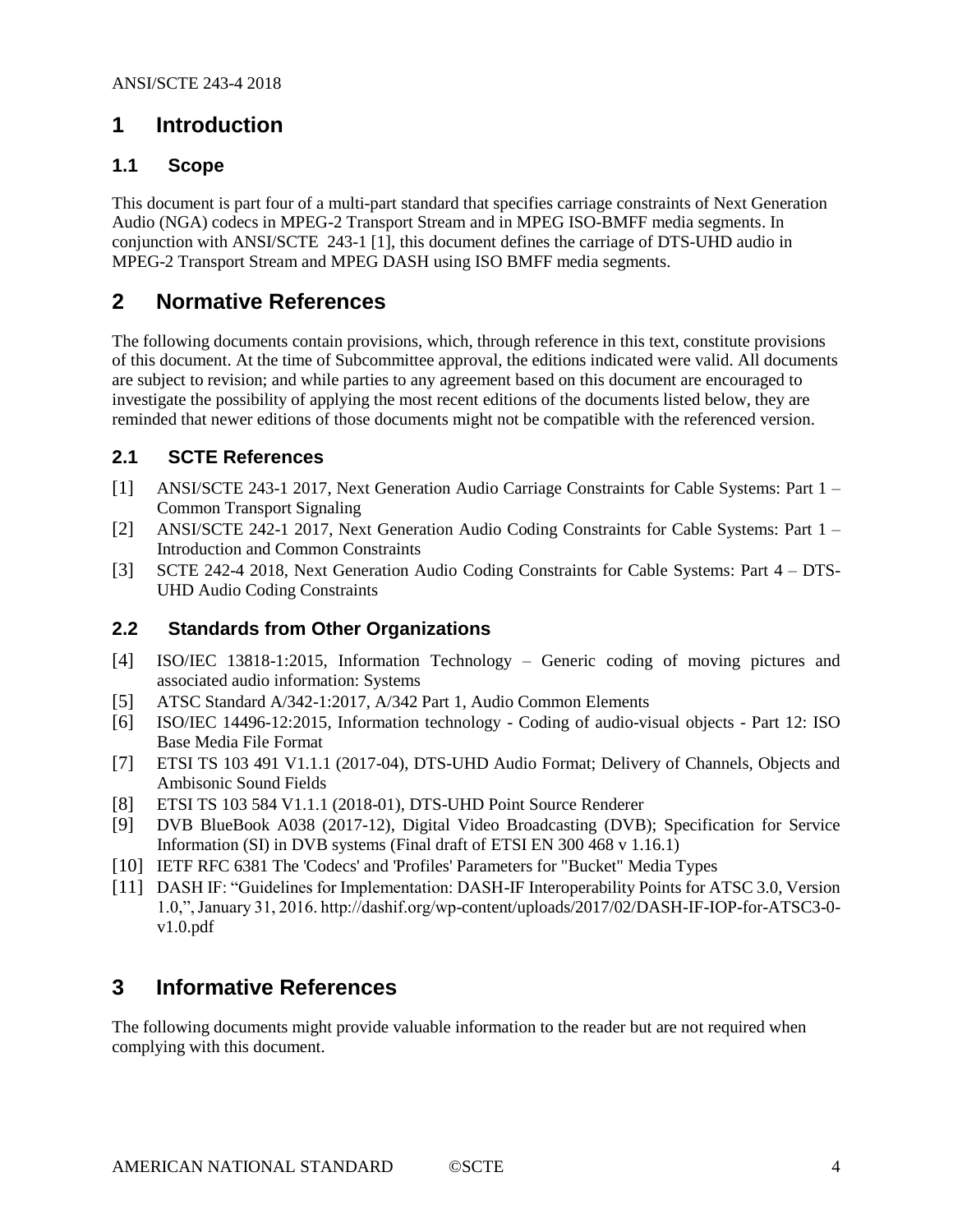# 1 Introduction

## 1.1 Scope

This document is part four of a multi-part standard that specifies carriage constraints of Next Generation Audio (NGA) codecs in MPEG-2 Transport Stream and in MPEG ISO-BMFF media segments. In conjunction with ANSI/SCTE 243-1 [1], this document defines the carriage of DTS-UHD audio in MPEG-2 Transport Stream and MPEG DASH using ISO BMFF media segments.

# 2 Normative References

The following documents contain provisions, which, through reference in this text, constitute provisions of this document. At the time of Subcommittee approval, the editions indicated were valid. All documents are subject to revision; and while parties to any agreement based on this document are encouraged to investigate the possibility of applying the most recent editions of the documents listed below, they are reminded that newer editions of those documents might not be compatible with the referenced version.

## 2.1 SCTE References

[1] ANSI/SCTE 243-1 2017, Next Generation Audio Carriage Constraints for Cable Systems: Part 1 – Common Transport Signaling

[2] ANSI/SCTE 242-1 2017, Next Generation Audio Coding Constraints for Cable Systems: Part 1 – Introduction and Common Constraints

[3] SCTE 242-4 2018, Next Generation Audio Coding Constraints for Cable Systems: Part 4 – DTS-UHD Audio Coding Constraints

## 2.2 Standards from Other Organizations

[4] ISO/IEC 13818-1:2015, Information Technology – Generic coding of moving pictures and associated audio information: Systems

[5] ATSC Standard A/342-1:2017, A/342 Part 1, Audio Common Elements

[6] ISO/IEC 14496-12:2015, Information technology - Coding of audio-visual objects - Part 12: ISO Base Media File Format

[7] ETSI TS 103 491 V1.1.1 (2017-04), DTS-UHD Audio Format; Delivery of Channels, Objects and Ambisonic Sound Fields

[8] ETSI TS 103 584 V1.1.1 (2018-01), DTS-UHD Point Source Renderer

[9] DVB BlueBook A038 (2017-12), Digital Video Broadcasting (DVB); Specification for Service Information (SI) in DVB systems (Final draft of ETSI EN 300 468 v 1.16.1)

[10] IETF RFC 6381 The 'Codecs' and 'Profiles' Parameters for "Bucket" Media Types

[11] DASH IF: "Guidelines for Implementation: DASH-IF Interoperability Points for ATSC 3.0, Version 1.0,", January 31, 2016. http://dashif.org/wp-content/uploads/2017/02/DASH-IF-IOP-for-ATSC3-0-v1.0.pdf

# 3 Informative References

The following documents might provide valuable information to the reader but are not required when complying with this document.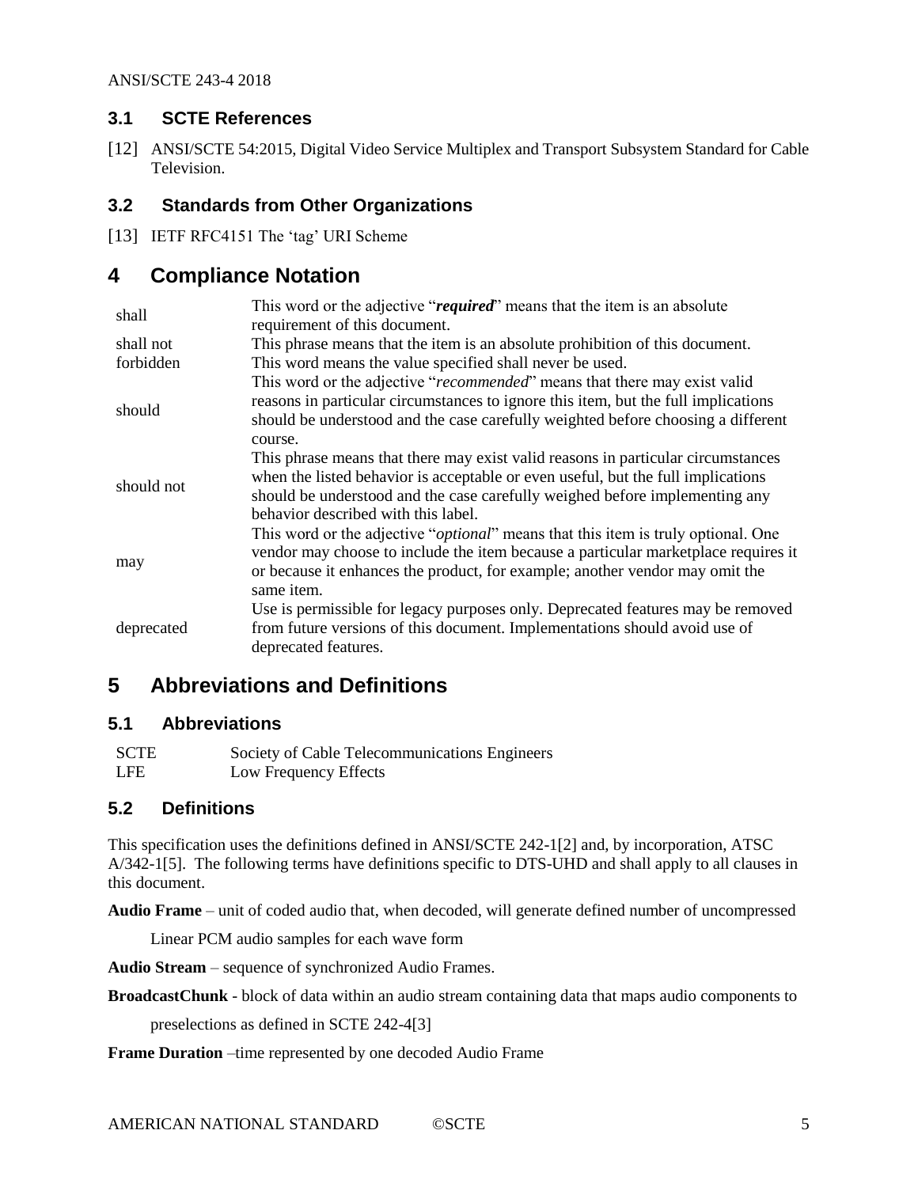## 3.1 SCTE References

[12] ANSI/SCTE 54:2015, Digital Video Service Multiplex and Transport Subsystem Standard for Cable Television.

## 3.2 Standards from Other Organizations

[13] IETF RFC4151 The 'tag' URI Scheme

# 4 Compliance Notation

| | |
|---|---|
| shall | This word or the adjective "***required***" means that the item is an absolute requirement of this document. |
| shall not | This phrase means that the item is an absolute prohibition of this document. |
| forbidden | This word means the value specified shall never be used. |
| should | This word or the adjective "*recommended*" means that there may exist valid reasons in particular circumstances to ignore this item, but the full implications should be understood and the case carefully weighted before choosing a different course. |
| should not | This phrase means that there may exist valid reasons in particular circumstances when the listed behavior is acceptable or even useful, but the full implications should be understood and the case carefully weighed before implementing any behavior described with this label. |
| may | This word or the adjective "*optional*" means that this item is truly optional. One vendor may choose to include the item because a particular marketplace requires it or because it enhances the product, for example; another vendor may omit the same item. |
| deprecated | Use is permissible for legacy purposes only. Deprecated features may be removed from future versions of this document. Implementations should avoid use of deprecated features. |

# 5 Abbreviations and Definitions

## 5.1 Abbreviations

| | |
|---|---|
| SCTE | Society of Cable Telecommunications Engineers |
| LFE | Low Frequency Effects |

## 5.2 Definitions

This specification uses the definitions defined in ANSI/SCTE 242-1[2] and, by incorporation, ATSC A/342-1[5]. The following terms have definitions specific to DTS-UHD and shall apply to all clauses in this document.

**Audio Frame** – unit of coded audio that, when decoded, will generate defined number of uncompressed Linear PCM audio samples for each wave form

**Audio Stream** – sequence of synchronized Audio Frames.

**BroadcastChunk** - block of data within an audio stream containing data that maps audio components to preselections as defined in SCTE 242-4[3]

**Frame Duration** –time represented by one decoded Audio Frame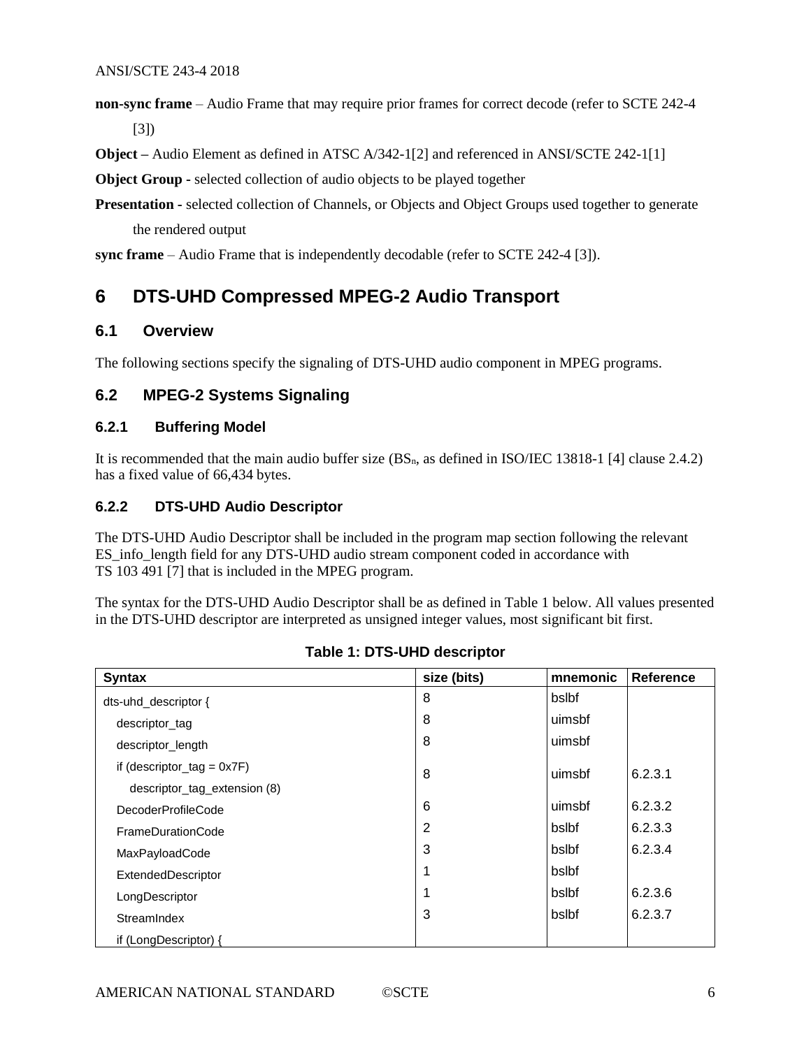**non-sync frame** – Audio Frame that may require prior frames for correct decode (refer to SCTE 242-4 [3])

**Object –** Audio Element as defined in ATSC A/342-1[2] and referenced in ANSI/SCTE 242-1[1]

**Object Group -** selected collection of audio objects to be played together

**Presentation -** selected collection of Channels, or Objects and Object Groups used together to generate the rendered output

**sync frame** – Audio Frame that is independently decodable (refer to SCTE 242-4 [3]).

# 6 DTS-UHD Compressed MPEG-2 Audio Transport

## 6.1 Overview

The following sections specify the signaling of DTS-UHD audio component in MPEG programs.

## 6.2 MPEG-2 Systems Signaling

### 6.2.1 Buffering Model

It is recommended that the main audio buffer size ($BS_n$, as defined in ISO/IEC 13818-1 [4] clause 2.4.2) has a fixed value of 66,434 bytes.

### 6.2.2 DTS-UHD Audio Descriptor

The DTS-UHD Audio Descriptor shall be included in the program map section following the relevant ES_info_length field for any DTS-UHD audio stream component coded in accordance with TS 103 491 [7] that is included in the MPEG program.

The syntax for the DTS-UHD Audio Descriptor shall be as defined in Table 1 below. All values presented in the DTS-UHD descriptor are interpreted as unsigned integer values, most significant bit first.

**Table 1: DTS-UHD descriptor**

| Syntax | size (bits) | mnemonic | Reference |
|---|---|---|---|
| dts-uhd_descriptor { | 8 | bslbf | |
| descriptor_tag | 8 | uimsbf | |
| descriptor_length | 8 | uimsbf | |
| if (descriptor_tag = 0x7F) descriptor_tag_extension (8) | 8 | uimsbf | 6.2.3.1 |
| DecoderProfileCode | 6 | uimsbf | 6.2.3.2 |
| FrameDurationCode | 2 | bslbf | 6.2.3.3 |
| MaxPayloadCode | 3 | bslbf | 6.2.3.4 |
| ExtendedDescriptor | 1 | bslbf | |
| LongDescriptor | 1 | bslbf | 6.2.3.6 |
| StreamIndex | 3 | bslbf | 6.2.3.7 |
| if (LongDescriptor) { | | | |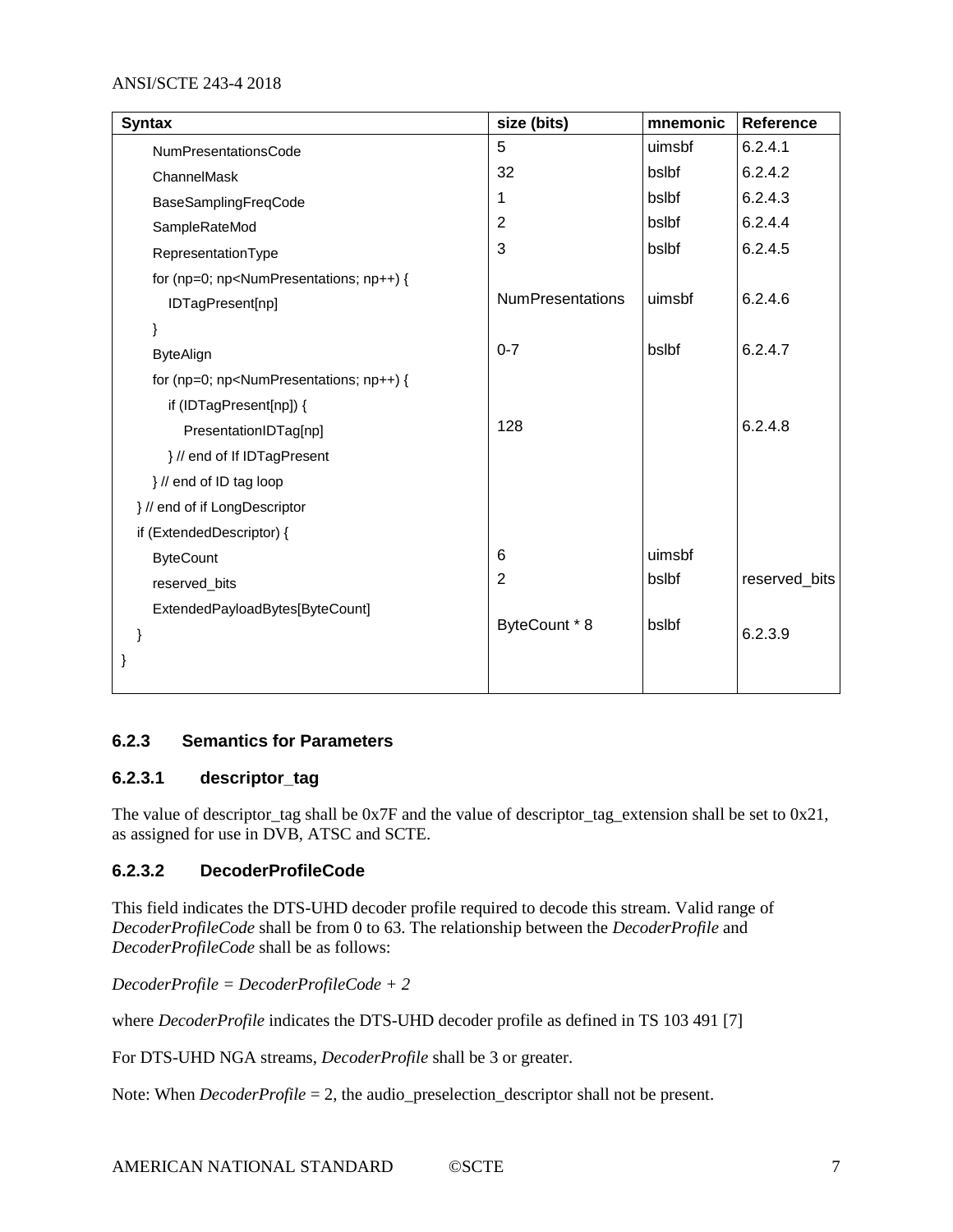| Syntax | size (bits) | mnemonic | Reference |
|---|---|---|---|
| NumPresentationsCode | 5 | uimsbf | 6.2.4.1 |
| ChannelMask | 32 | bslbf | 6.2.4.2 |
| BaseSamplingFreqCode | 1 | bslbf | 6.2.4.3 |
| SampleRateMod | 2 | bslbf | 6.2.4.4 |
| RepresentationType | 3 | bslbf | 6.2.4.5 |
| for (np=0; np<NumPresentations; np++) { | | | |
| IDTagPresent[np] | NumPresentations | uimsbf | 6.2.4.6 |
| } | | | |
| ByteAlign | 0-7 | bslbf | 6.2.4.7 |
| for (np=0; np<NumPresentations; np++) { | | | |
| if (IDTagPresent[np]) { | | | |
| PresentationIDTag[np] | 128 | | 6.2.4.8 |
| } // end of If IDTagPresent | | | |
| } // end of ID tag loop | | | |
| } // end of if LongDescriptor | | | |
| if (ExtendedDescriptor) { | | | |
| ByteCount | 6 | uimsbf | |
| reserved_bits | 2 | bslbf | reserved_bits |
| ExtendedPayloadBytes[ByteCount] | ByteCount * 8 | bslbf | 6.2.3.9 |
| } | | | |
| } | | | |

### 6.2.3 Semantics for Parameters

#### 6.2.3.1 descriptor_tag

The value of descriptor_tag shall be 0x7F and the value of descriptor_tag_extension shall be set to 0x21, as assigned for use in DVB, ATSC and SCTE.

#### 6.2.3.2 DecoderProfileCode

This field indicates the DTS-UHD decoder profile required to decode this stream. Valid range of *DecoderProfileCode* shall be from 0 to 63. The relationship between the *DecoderProfile* and *DecoderProfileCode* shall be as follows:

*DecoderProfile = DecoderProfileCode + 2*

where *DecoderProfile* indicates the DTS-UHD decoder profile as defined in TS 103 491 [7]

For DTS-UHD NGA streams, *DecoderProfile* shall be 3 or greater.

Note: When *DecoderProfile* = 2, the audio_preselection_descriptor shall not be present.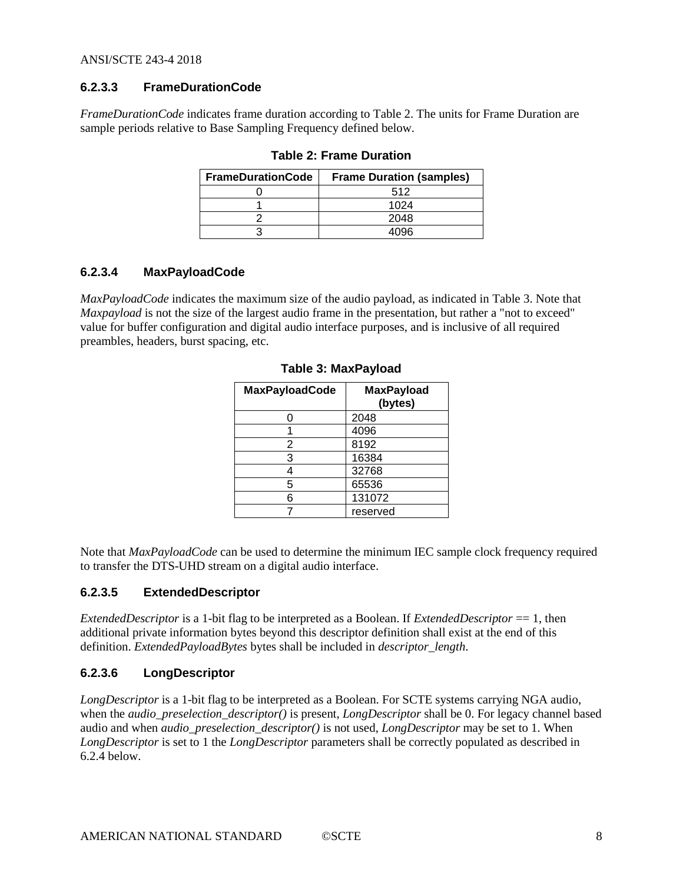#### 6.2.3.3 FrameDurationCode

*FrameDurationCode* indicates frame duration according to Table 2. The units for Frame Duration are sample periods relative to Base Sampling Frequency defined below.

**Table 2: Frame Duration**

| FrameDurationCode | Frame Duration (samples) |
|---|---|
| 0 | 512 |
| 1 | 1024 |
| 2 | 2048 |
| 3 | 4096 |

#### 6.2.3.4 MaxPayloadCode

*MaxPayloadCode* indicates the maximum size of the audio payload, as indicated in Table 3. Note that *Maxpayload* is not the size of the largest audio frame in the presentation, but rather a "not to exceed" value for buffer configuration and digital audio interface purposes, and is inclusive of all required preambles, headers, burst spacing, etc.

**Table 3: MaxPayload**

| MaxPayloadCode | MaxPayload (bytes) |
|---|---|
| 0 | 2048 |
| 1 | 4096 |
| 2 | 8192 |
| 3 | 16384 |
| 4 | 32768 |
| 5 | 65536 |
| 6 | 131072 |
| 7 | reserved |

Note that *MaxPayloadCode* can be used to determine the minimum IEC sample clock frequency required to transfer the DTS-UHD stream on a digital audio interface.

#### 6.2.3.5 ExtendedDescriptor

*ExtendedDescriptor* is a 1-bit flag to be interpreted as a Boolean. If *ExtendedDescriptor* == 1, then additional private information bytes beyond this descriptor definition shall exist at the end of this definition. *ExtendedPayloadBytes* bytes shall be included in *descriptor_length*.

#### 6.2.3.6 LongDescriptor

*LongDescriptor* is a 1-bit flag to be interpreted as a Boolean. For SCTE systems carrying NGA audio, when the *audio_preselection_descriptor()* is present, *LongDescriptor* shall be 0. For legacy channel based audio and when *audio_preselection_descriptor()* is not used, *LongDescriptor* may be set to 1. When *LongDescriptor* is set to 1 the *LongDescriptor* parameters shall be correctly populated as described in 6.2.4 below.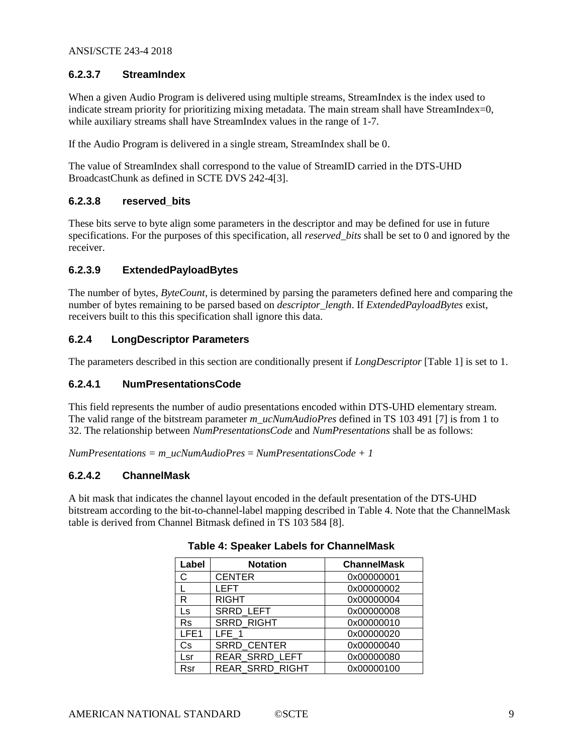#### 6.2.3.7 StreamIndex

When a given Audio Program is delivered using multiple streams, StreamIndex is the index used to indicate stream priority for prioritizing mixing metadata. The main stream shall have StreamIndex=0, while auxiliary streams shall have StreamIndex values in the range of 1-7.

If the Audio Program is delivered in a single stream, StreamIndex shall be 0.

The value of StreamIndex shall correspond to the value of StreamID carried in the DTS-UHD BroadcastChunk as defined in SCTE DVS 242-4[3].

#### 6.2.3.8 reserved_bits

These bits serve to byte align some parameters in the descriptor and may be defined for use in future specifications. For the purposes of this specification, all *reserved_bits* shall be set to 0 and ignored by the receiver.

#### 6.2.3.9 ExtendedPayloadBytes

The number of bytes, *ByteCount*, is determined by parsing the parameters defined here and comparing the number of bytes remaining to be parsed based on *descriptor_length*. If *ExtendedPayloadBytes* exist, receivers built to this this specification shall ignore this data.

### 6.2.4 LongDescriptor Parameters

The parameters described in this section are conditionally present if *LongDescriptor* [Table 1] is set to 1.

#### 6.2.4.1 NumPresentationsCode

This field represents the number of audio presentations encoded within DTS-UHD elementary stream. The valid range of the bitstream parameter *m_ucNumAudioPres* defined in TS 103 491 [7] is from 1 to 32. The relationship between *NumPresentationsCode* and *NumPresentations* shall be as follows:

*NumPresentations = m_ucNumAudioPres = NumPresentationsCode + 1*

#### 6.2.4.2 ChannelMask

A bit mask that indicates the channel layout encoded in the default presentation of the DTS-UHD bitstream according to the bit-to-channel-label mapping described in Table 4. Note that the ChannelMask table is derived from Channel Bitmask defined in TS 103 584 [8].

**Table 4: Speaker Labels for ChannelMask**

| Label | Notation | ChannelMask |
|---|---|---|
| C | CENTER | 0x00000001 |
| L | LEFT | 0x00000002 |
| R | RIGHT | 0x00000004 |
| Ls | SRRD_LEFT | 0x00000008 |
| Rs | SRRD_RIGHT | 0x00000010 |
| LFE1 | LFE_1 | 0x00000020 |
| Cs | SRRD_CENTER | 0x00000040 |
| Lsr | REAR_SRRD_LEFT | 0x00000080 |
| Rsr | REAR_SRRD_RIGHT | 0x00000100 |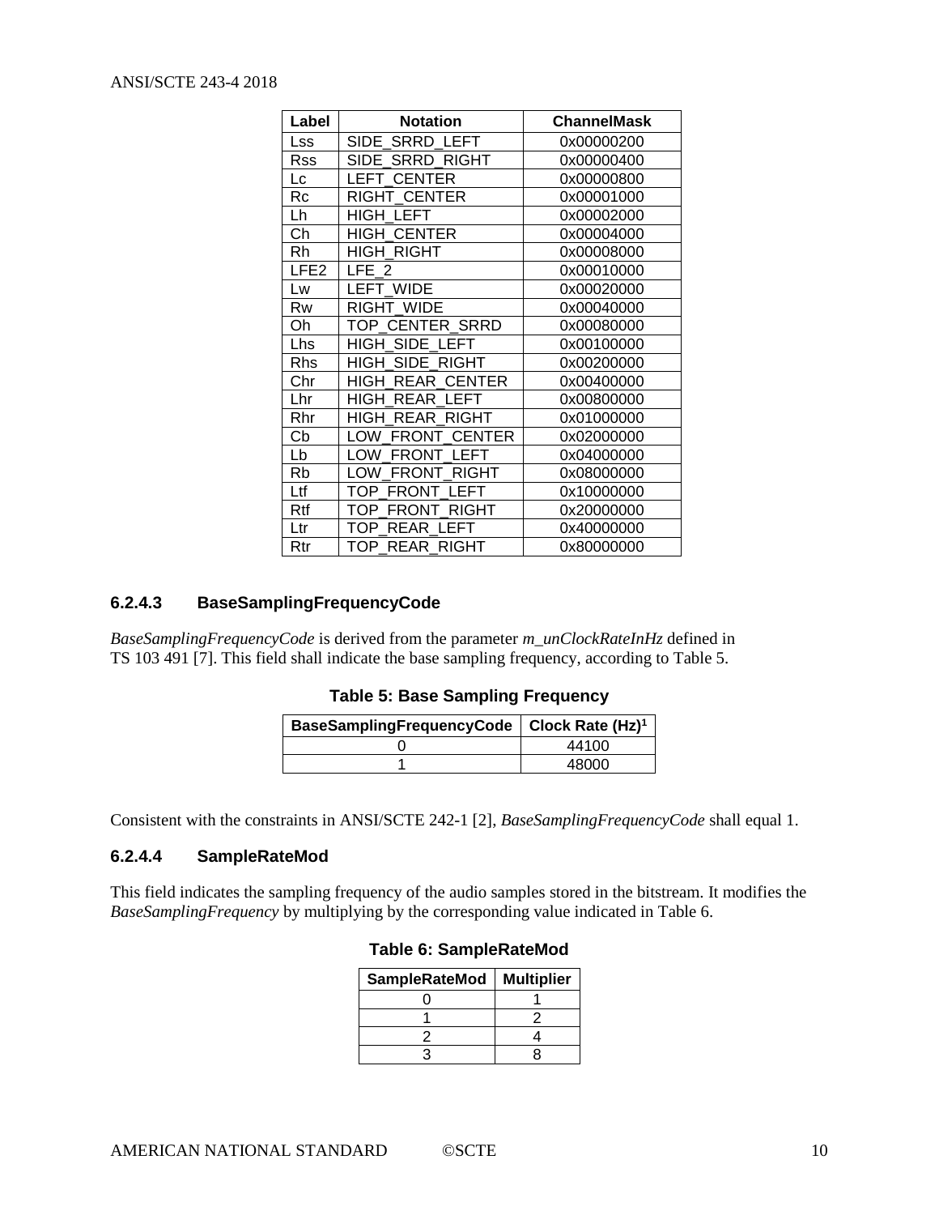| Label | Notation | ChannelMask |
| --- | --- | --- |
| Lss | SIDE_SRRD_LEFT | 0x00000200 |
| Rss | SIDE_SRRD_RIGHT | 0x00000400 |
| Lc | LEFT_CENTER | 0x00000800 |
| Rc | RIGHT_CENTER | 0x00001000 |
| Lh | HIGH_LEFT | 0x00002000 |
| Ch | HIGH_CENTER | 0x00004000 |
| Rh | HIGH_RIGHT | 0x00008000 |
| LFE2 | LFE_2 | 0x00010000 |
| Lw | LEFT_WIDE | 0x00020000 |
| Rw | RIGHT_WIDE | 0x00040000 |
| Oh | TOP_CENTER_SRRD | 0x00080000 |
| Lhs | HIGH_SIDE_LEFT | 0x00100000 |
| Rhs | HIGH_SIDE_RIGHT | 0x00200000 |
| Chr | HIGH_REAR_CENTER | 0x00400000 |
| Lhr | HIGH_REAR_LEFT | 0x00800000 |
| Rhr | HIGH_REAR_RIGHT | 0x01000000 |
| Cb | LOW_FRONT_CENTER | 0x02000000 |
| Lb | LOW_FRONT_LEFT | 0x04000000 |
| Rb | LOW_FRONT_RIGHT | 0x08000000 |
| Ltf | TOP_FRONT_LEFT | 0x10000000 |
| Rtf | TOP_FRONT_RIGHT | 0x20000000 |
| Ltr | TOP_REAR_LEFT | 0x40000000 |
| Rtr | TOP_REAR_RIGHT | 0x80000000 |

### 6.2.4.3 BaseSamplingFrequencyCode

*BaseSamplingFrequencyCode* is derived from the parameter *m_unClockRateInHz* defined in TS 103 491 [7]. This field shall indicate the base sampling frequency, according to Table 5.

**Table 5: Base Sampling Frequency**

| BaseSamplingFrequencyCode | Clock Rate (Hz)[1] |
| --- | --- |
| 0 | 44100 |
| 1 | 48000 |

Consistent with the constraints in ANSI/SCTE 242-1 [2], *BaseSamplingFrequencyCode* shall equal 1.

### 6.2.4.4 SampleRateMod

This field indicates the sampling frequency of the audio samples stored in the bitstream. It modifies the *BaseSamplingFrequency* by multiplying by the corresponding value indicated in Table 6.

**Table 6: SampleRateMod**

| SampleRateMod | Multiplier |
| --- | --- |
| 0 | 1 |
| 1 | 2 |
| 2 | 4 |
| 3 | 8 |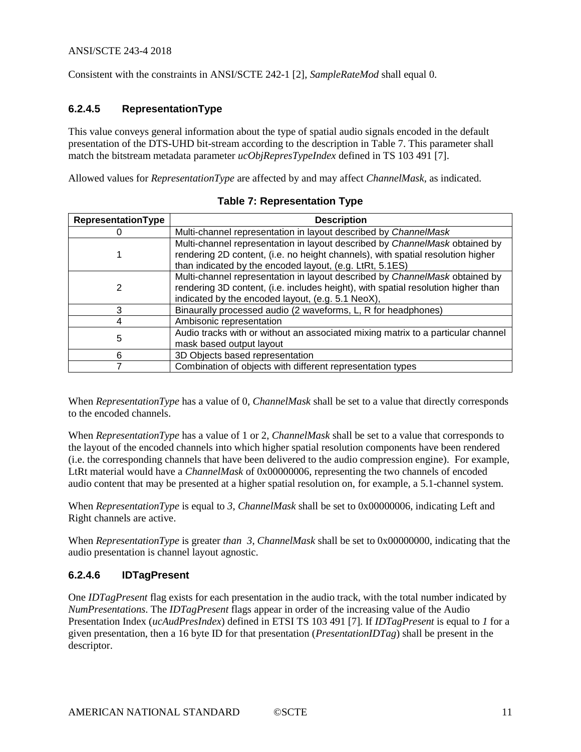Consistent with the constraints in ANSI/SCTE 242-1 [2], *SampleRateMod* shall equal 0.

### 6.2.4.5 RepresentationType

This value conveys general information about the type of spatial audio signals encoded in the default presentation of the DTS-UHD bit-stream according to the description in Table 7. This parameter shall match the bitstream metadata parameter *ucObjRepresTypeIndex* defined in TS 103 491 [7].

Allowed values for *RepresentationType* are affected by and may affect *ChannelMask*, as indicated.

**Table 7: Representation Type**

| RepresentationType | Description |
|---|---|
| 0 | Multi-channel representation in layout described by *ChannelMask* |
| 1 | Multi-channel representation in layout described by *ChannelMask* obtained by rendering 2D content, (i.e. no height channels), with spatial resolution higher than indicated by the encoded layout, (e.g. LtRt, 5.1ES) |
| 2 | Multi-channel representation in layout described by *ChannelMask* obtained by rendering 3D content, (i.e. includes height), with spatial resolution higher than indicated by the encoded layout, (e.g. 5.1 NeoX), |
| 3 | Binaurally processed audio (2 waveforms, L, R for headphones) |
| 4 | Ambisonic representation |
| 5 | Audio tracks with or without an associated mixing matrix to a particular channel mask based output layout |
| 6 | 3D Objects based representation |
| 7 | Combination of objects with different representation types |

When *RepresentationType* has a value of 0, *ChannelMask* shall be set to a value that directly corresponds to the encoded channels.

When *RepresentationType* has a value of 1 or 2, *ChannelMask* shall be set to a value that corresponds to the layout of the encoded channels into which higher spatial resolution components have been rendered (i.e. the corresponding channels that have been delivered to the audio compression engine). For example, LtRt material would have a *ChannelMask* of 0x00000006, representing the two channels of encoded audio content that may be presented at a higher spatial resolution on, for example, a 5.1-channel system.

When *RepresentationType* is equal to *3*, *ChannelMask* shall be set to 0x00000006, indicating Left and Right channels are active.

When *RepresentationType* is greater *than 3*, *ChannelMask* shall be set to 0x00000000, indicating that the audio presentation is channel layout agnostic.

### 6.2.4.6 IDTagPresent

One *IDTagPresent* flag exists for each presentation in the audio track, with the total number indicated by *NumPresentations*. The *IDTagPresent* flags appear in order of the increasing value of the Audio Presentation Index (*ucAudPresIndex*) defined in ETSI TS 103 491 [7]. If *IDTagPresent* is equal to *1* for a given presentation, then a 16 byte ID for that presentation (*PresentationIDTag*) shall be present in the descriptor.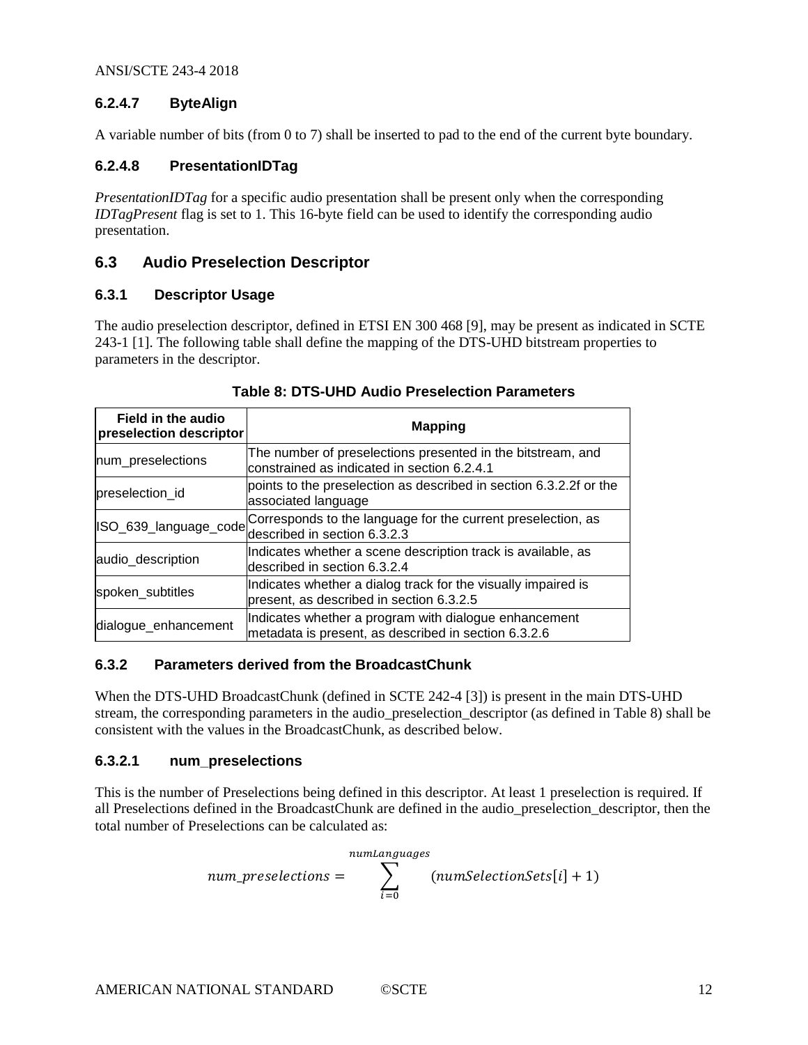#### 6.2.4.7 ByteAlign

A variable number of bits (from 0 to 7) shall be inserted to pad to the end of the current byte boundary.

#### 6.2.4.8 PresentationIDTag

*PresentationIDTag* for a specific audio presentation shall be present only when the corresponding *IDTagPresent* flag is set to 1. This 16-byte field can be used to identify the corresponding audio presentation.

## 6.3 Audio Preselection Descriptor

### 6.3.1 Descriptor Usage

The audio preselection descriptor, defined in ETSI EN 300 468 [9], may be present as indicated in SCTE 243-1 [1]. The following table shall define the mapping of the DTS-UHD bitstream properties to parameters in the descriptor.

**Table 8: DTS-UHD Audio Preselection Parameters**

| Field in the audio preselection descriptor | Mapping |
|---|---|
| num_preselections | The number of preselections presented in the bitstream, and constrained as indicated in section 6.2.4.1 |
| preselection_id | points to the preselection as described in section 6.3.2.2f or the associated language |
| ISO_639_language_code | Corresponds to the language for the current preselection, as described in section 6.3.2.3 |
| audio_description | Indicates whether a scene description track is available, as described in section 6.3.2.4 |
| spoken_subtitles | Indicates whether a dialog track for the visually impaired is present, as described in section 6.3.2.5 |
| dialogue_enhancement | Indicates whether a program with dialogue enhancement metadata is present, as described in section 6.3.2.6 |

### 6.3.2 Parameters derived from the BroadcastChunk

When the DTS-UHD BroadcastChunk (defined in SCTE 242-4 [3]) is present in the main DTS-UHD stream, the corresponding parameters in the audio_preselection_descriptor (as defined in Table 8) shall be consistent with the values in the BroadcastChunk, as described below.

#### 6.3.2.1 num_preselections

This is the number of Preselections being defined in this descriptor. At least 1 preselection is required. If all Preselections defined in the BroadcastChunk are defined in the audio_preselection_descriptor, then the total number of Preselections can be calculated as:

$$num\_preselections = \sum_{i=0}^{numLanguages} (numSelectionSets[i] + 1)$$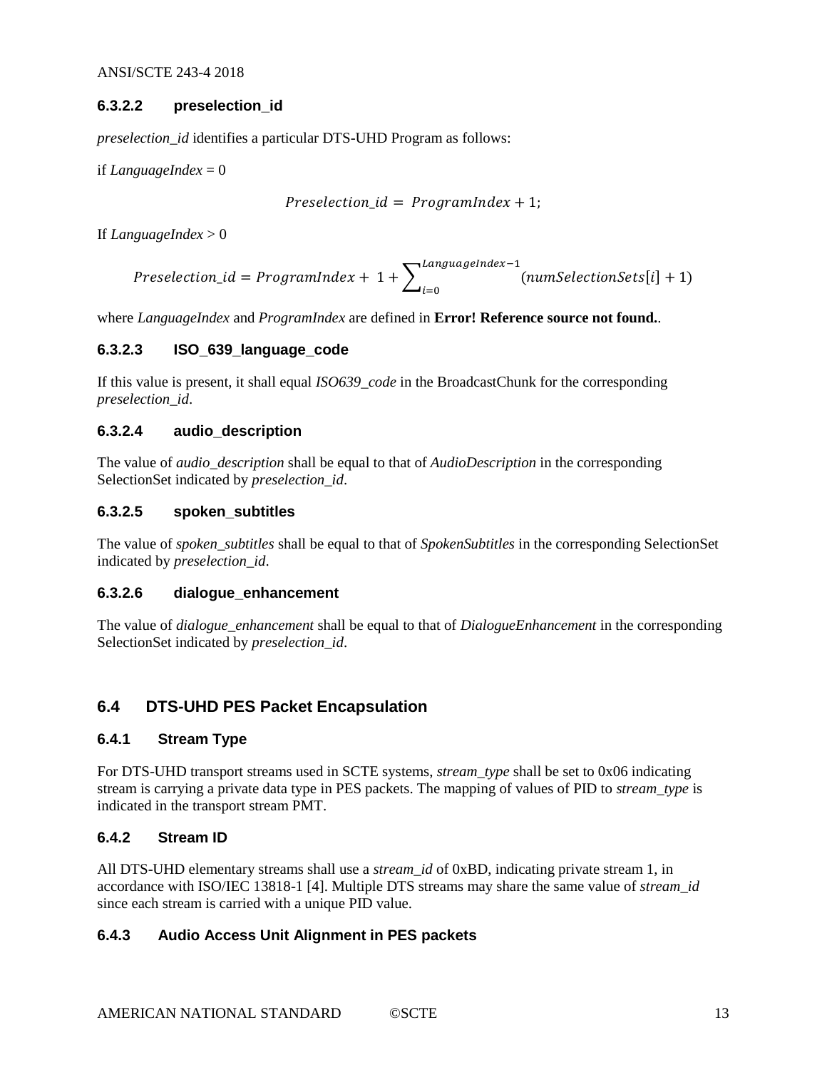#### 6.3.2.2 preselection_id

*preselection_id* identifies a particular DTS-UHD Program as follows:

if *LanguageIndex* = 0

$$Preselection\_id = ProgramIndex + 1;$$

If *LanguageIndex* > 0

$$Preselection\_id = ProgramIndex + 1 + \sum_{i=0}^{LanguageIndex-1} (numSelectionSets[i] + 1)$$

where *LanguageIndex* and *ProgramIndex* are defined in **Error! Reference source not found.**.

#### 6.3.2.3 ISO_639_language_code

If this value is present, it shall equal *ISO639_code* in the BroadcastChunk for the corresponding *preselection_id*.

#### 6.3.2.4 audio_description

The value of *audio_description* shall be equal to that of *AudioDescription* in the corresponding SelectionSet indicated by *preselection_id*.

#### 6.3.2.5 spoken_subtitles

The value of *spoken_subtitles* shall be equal to that of *SpokenSubtitles* in the corresponding SelectionSet indicated by *preselection_id*.

#### 6.3.2.6 dialogue_enhancement

The value of *dialogue_enhancement* shall be equal to that of *DialogueEnhancement* in the corresponding SelectionSet indicated by *preselection_id*.

## 6.4 DTS-UHD PES Packet Encapsulation

### 6.4.1 Stream Type

For DTS-UHD transport streams used in SCTE systems, *stream_type* shall be set to 0x06 indicating stream is carrying a private data type in PES packets. The mapping of values of PID to *stream_type* is indicated in the transport stream PMT.

### 6.4.2 Stream ID

All DTS-UHD elementary streams shall use a *stream_id* of 0xBD, indicating private stream 1, in accordance with ISO/IEC 13818-1 [4]. Multiple DTS streams may share the same value of *stream_id* since each stream is carried with a unique PID value.

### 6.4.3 Audio Access Unit Alignment in PES packets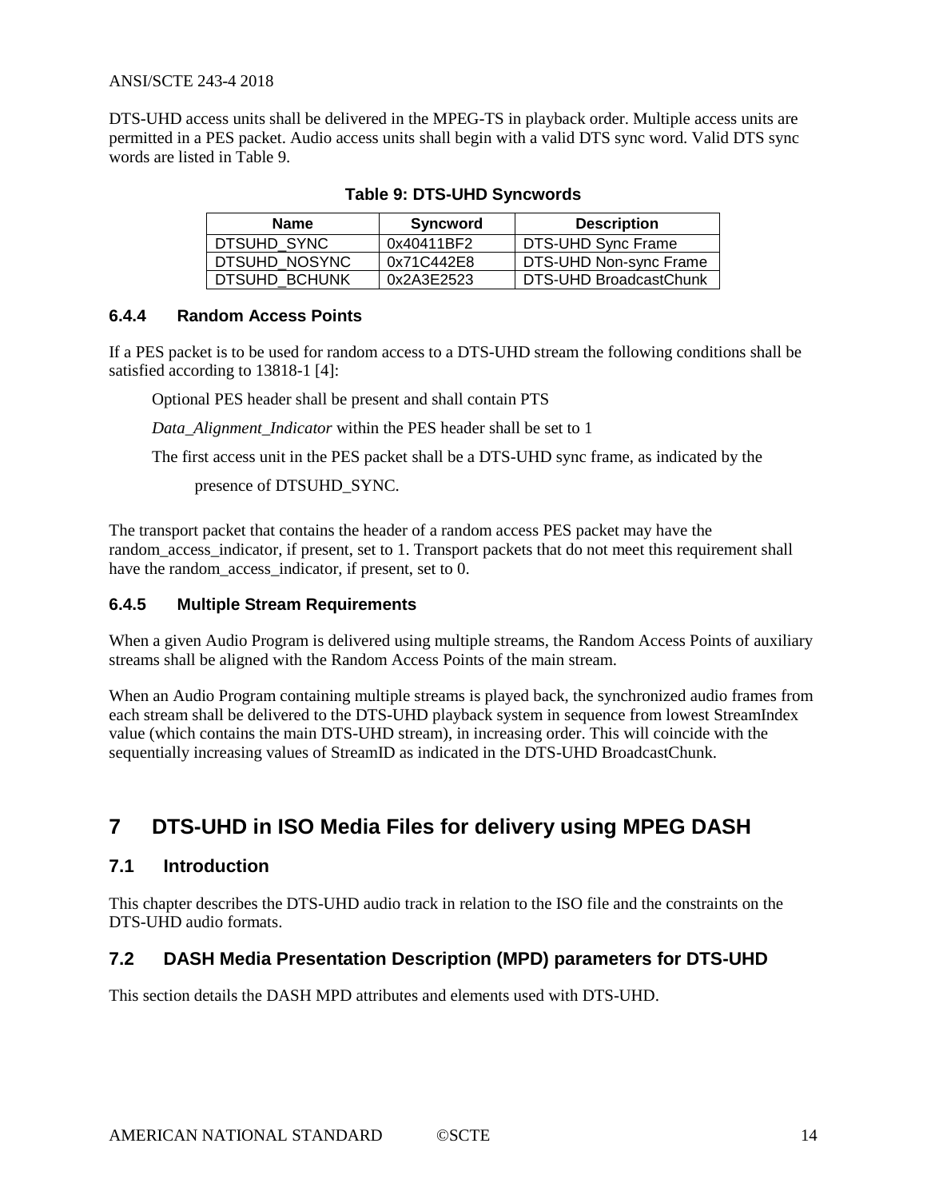DTS-UHD access units shall be delivered in the MPEG-TS in playback order. Multiple access units are permitted in a PES packet. Audio access units shall begin with a valid DTS sync word. Valid DTS sync words are listed in Table 9.

**Table 9: DTS-UHD Syncwords**

| Name | Syncword | Description |
|---|---|---|
| DTSUHD_SYNC | 0x40411BF2 | DTS-UHD Sync Frame |
| DTSUHD_NOSYNC | 0x71C442E8 | DTS-UHD Non-sync Frame |
| DTSUHD_BCHUNK | 0x2A3E2523 | DTS-UHD BroadcastChunk |

### 6.4.4 Random Access Points

If a PES packet is to be used for random access to a DTS-UHD stream the following conditions shall be satisfied according to 13818-1 [4]:

Optional PES header shall be present and shall contain PTS

*Data_Alignment_Indicator* within the PES header shall be set to 1

The first access unit in the PES packet shall be a DTS-UHD sync frame, as indicated by the presence of DTSUHD_SYNC.

The transport packet that contains the header of a random access PES packet may have the random_access_indicator, if present, set to 1. Transport packets that do not meet this requirement shall have the random_access_indicator, if present, set to 0.

### 6.4.5 Multiple Stream Requirements

When a given Audio Program is delivered using multiple streams, the Random Access Points of auxiliary streams shall be aligned with the Random Access Points of the main stream.

When an Audio Program containing multiple streams is played back, the synchronized audio frames from each stream shall be delivered to the DTS-UHD playback system in sequence from lowest StreamIndex value (which contains the main DTS-UHD stream), in increasing order. This will coincide with the sequentially increasing values of StreamID as indicated in the DTS-UHD BroadcastChunk.

# 7 DTS-UHD in ISO Media Files for delivery using MPEG DASH

## 7.1 Introduction

This chapter describes the DTS-UHD audio track in relation to the ISO file and the constraints on the DTS-UHD audio formats.

## 7.2 DASH Media Presentation Description (MPD) parameters for DTS-UHD

This section details the DASH MPD attributes and elements used with DTS-UHD.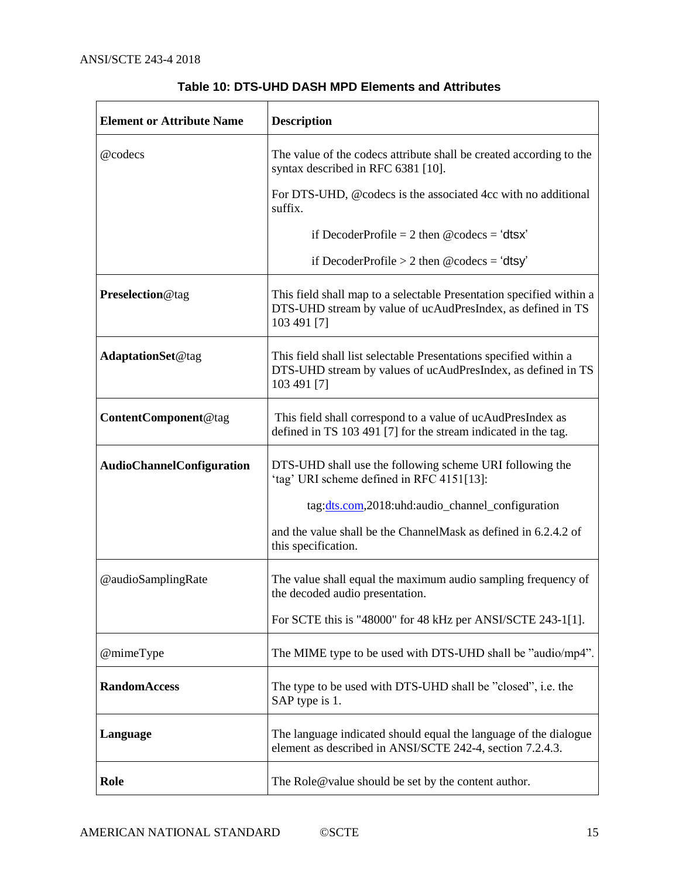**Table 10: DTS-UHD DASH MPD Elements and Attributes**

| **Element or Attribute Name** | **Description** |
|---|---|
| @codecs | The value of the codecs attribute shall be created according to the syntax described in RFC 6381 [10].<br><br>For DTS-UHD, @codecs is the associated 4cc with no additional suffix.<br><br>if DecoderProfile = 2 then @codecs = 'dtsx'<br><br>if DecoderProfile > 2 then @codecs = 'dtsy' |
| **Preselection**@tag | This field shall map to a selectable Presentation specified within a DTS-UHD stream by value of ucAudPresIndex, as defined in TS 103 491 [7] |
| **AdaptationSet**@tag | This field shall list selectable Presentations specified within a DTS-UHD stream by values of ucAudPresIndex, as defined in TS 103 491 [7] |
| **ContentComponent**@tag | This field shall correspond to a value of ucAudPresIndex as defined in TS 103 491 [7] for the stream indicated in the tag. |
| **AudioChannelConfiguration** | DTS-UHD shall use the following scheme URI following the 'tag' URI scheme defined in RFC 4151[13]:<br><br>tag:dts.com,2018:uhd:audio_channel_configuration<br><br>and the value shall be the ChannelMask as defined in 6.2.4.2 of this specification. |
| @audioSamplingRate | The value shall equal the maximum audio sampling frequency of the decoded audio presentation.<br><br>For SCTE this is "48000" for 48 kHz per ANSI/SCTE 243-1[1]. |
| @mimeType | The MIME type to be used with DTS-UHD shall be "audio/mp4". |
| **RandomAccess** | The type to be used with DTS-UHD shall be "closed", i.e. the SAP type is 1. |
| **Language** | The language indicated should equal the language of the dialogue element as described in ANSI/SCTE 242-4, section 7.2.4.3. |
| **Role** | The Role@value should be set by the content author. |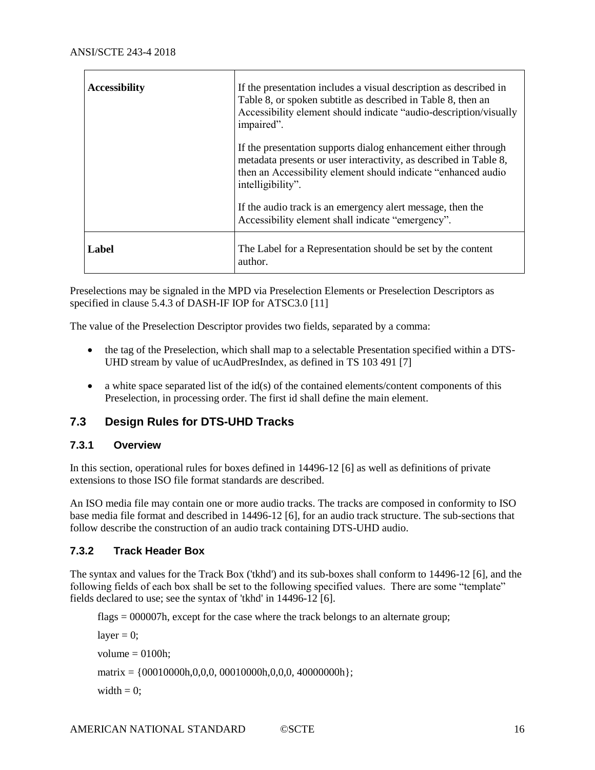| | |
|---|---|
| **Accessibility** | If the presentation includes a visual description as described in Table 8, or spoken subtitle as described in Table 8, then an Accessibility element should indicate "audio-description/visually impaired".<br><br>If the presentation supports dialog enhancement either through metadata presents or user interactivity, as described in Table 8, then an Accessibility element should indicate "enhanced audio intelligibility".<br><br>If the audio track is an emergency alert message, then the Accessibility element shall indicate "emergency". |
| **Label** | The Label for a Representation should be set by the content author. |

Preselections may be signaled in the MPD via Preselection Elements or Preselection Descriptors as specified in clause 5.4.3 of DASH-IF IOP for ATSC3.0 [11]

The value of the Preselection Descriptor provides two fields, separated by a comma:

- the tag of the Preselection, which shall map to a selectable Presentation specified within a DTS-UHD stream by value of ucAudPresIndex, as defined in TS 103 491 [7]
- a white space separated list of the id(s) of the contained elements/content components of this Preselection, in processing order. The first id shall define the main element.

## 7.3 Design Rules for DTS-UHD Tracks

### 7.3.1 Overview

In this section, operational rules for boxes defined in 14496-12 [6] as well as definitions of private extensions to those ISO file format standards are described.

An ISO media file may contain one or more audio tracks. The tracks are composed in conformity to ISO base media file format and described in 14496-12 [6], for an audio track structure. The sub-sections that follow describe the construction of an audio track containing DTS-UHD audio.

### 7.3.2 Track Header Box

The syntax and values for the Track Box ('tkhd') and its sub-boxes shall conform to 14496-12 [6], and the following fields of each box shall be set to the following specified values. There are some "template" fields declared to use; see the syntax of 'tkhd' in 14496-12 [6].

flags = 000007h, except for the case where the track belongs to an alternate group;

layer = 0;

volume = 0100h;

matrix = {00010000h,0,0,0, 00010000h,0,0,0, 40000000h};

width = 0;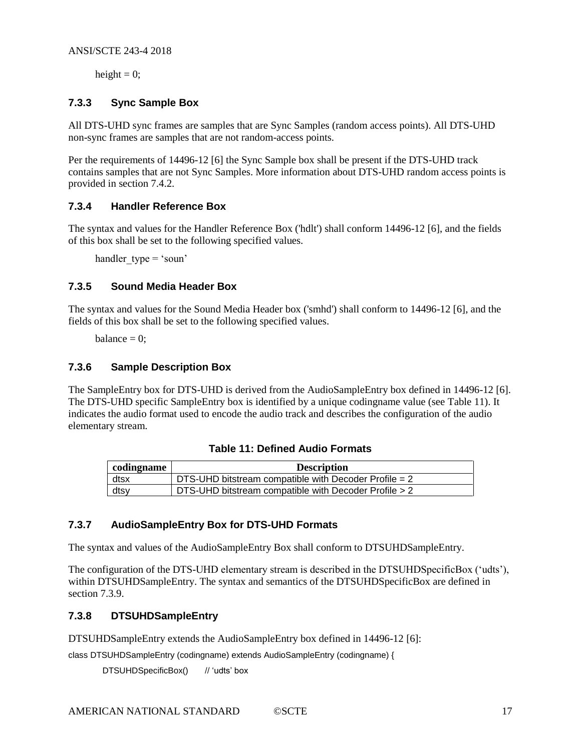height = 0;

### 7.3.3 Sync Sample Box

All DTS-UHD sync frames are samples that are Sync Samples (random access points). All DTS-UHD non-sync frames are samples that are not random-access points.

Per the requirements of 14496-12 [6] the Sync Sample box shall be present if the DTS-UHD track contains samples that are not Sync Samples. More information about DTS-UHD random access points is provided in section 7.4.2.

### 7.3.4 Handler Reference Box

The syntax and values for the Handler Reference Box ('hdlt') shall conform 14496-12 [6], and the fields of this box shall be set to the following specified values.

handler_type = 'soun'

### 7.3.5 Sound Media Header Box

The syntax and values for the Sound Media Header box ('smhd') shall conform to 14496-12 [6], and the fields of this box shall be set to the following specified values.

balance = 0;

### 7.3.6 Sample Description Box

The SampleEntry box for DTS-UHD is derived from the AudioSampleEntry box defined in 14496-12 [6]. The DTS-UHD specific SampleEntry box is identified by a unique codingname value (see Table 11). It indicates the audio format used to encode the audio track and describes the configuration of the audio elementary stream.

**Table 11: Defined Audio Formats**

| codingname | Description |
|---|---|
| dtsx | DTS-UHD bitstream compatible with Decoder Profile = 2 |
| dtsy | DTS-UHD bitstream compatible with Decoder Profile > 2 |

### 7.3.7 AudioSampleEntry Box for DTS-UHD Formats

The syntax and values of the AudioSampleEntry Box shall conform to DTSUHDSampleEntry.

The configuration of the DTS-UHD elementary stream is described in the DTSUHDSpecificBox ('udts'), within DTSUHDSampleEntry. The syntax and semantics of the DTSUHDSpecificBox are defined in section 7.3.9.

### 7.3.8 DTSUHDSampleEntry

DTSUHDSampleEntry extends the AudioSampleEntry box defined in 14496-12 [6]:

```
class DTSUHDSampleEntry (codingname) extends AudioSampleEntry (codingname) {
    DTSUHDSpecificBox()     // 'udts' box
```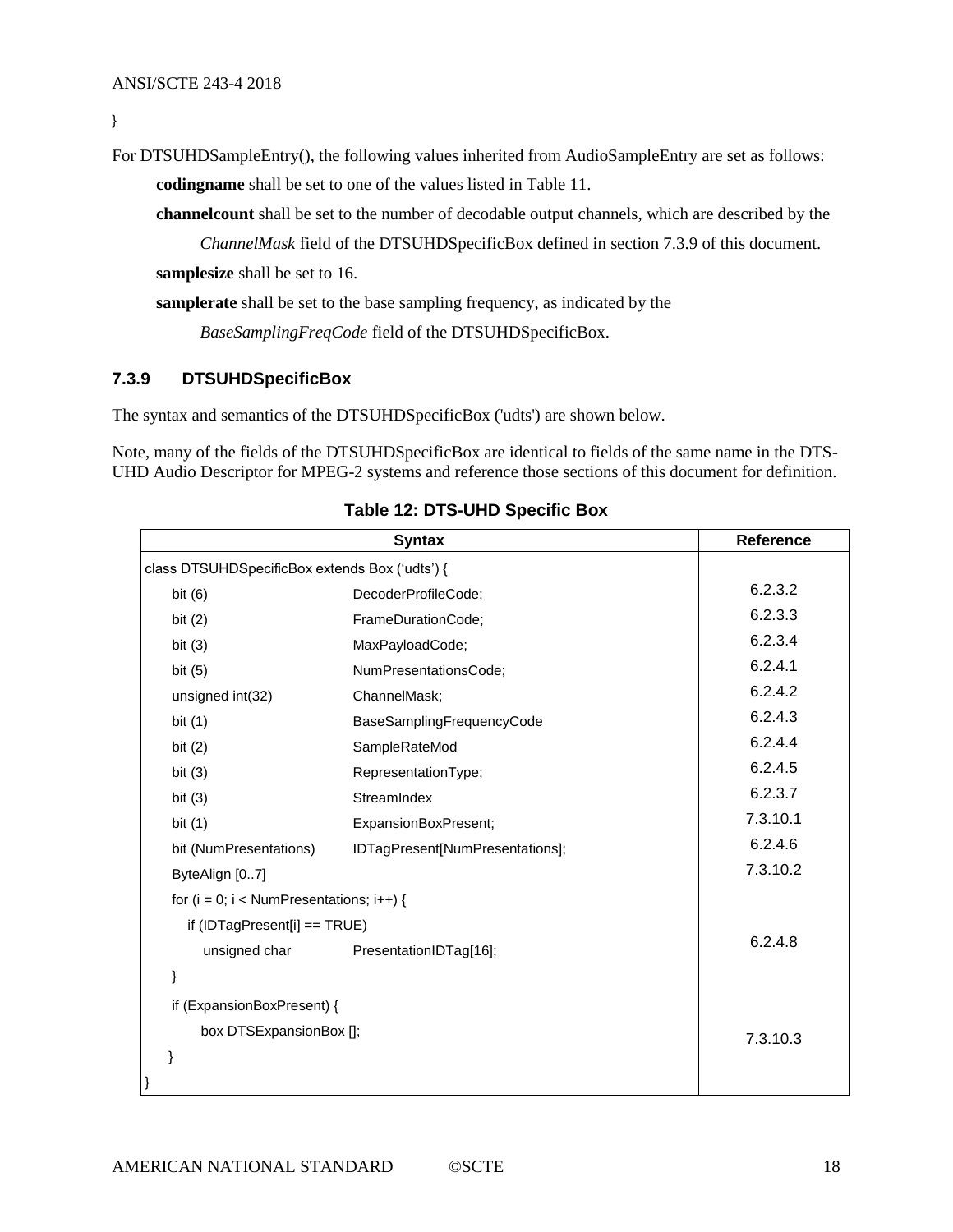}

For DTSUHDSampleEntry(), the following values inherited from AudioSampleEntry are set as follows:

**codingname** shall be set to one of the values listed in Table 11.

**channelcount** shall be set to the number of decodable output channels, which are described by the *ChannelMask* field of the DTSUHDSpecificBox defined in section 7.3.9 of this document.

**samplesize** shall be set to 16.

**samplerate** shall be set to the base sampling frequency, as indicated by the *BaseSamplingFreqCode* field of the DTSUHDSpecificBox.

### 7.3.9 DTSUHDSpecificBox

The syntax and semantics of the DTSUHDSpecificBox ('udts') are shown below.

Note, many of the fields of the DTSUHDSpecificBox are identical to fields of the same name in the DTS-UHD Audio Descriptor for MPEG-2 systems and reference those sections of this document for definition.

**Table 12: DTS-UHD Specific Box**

| Syntax | | Reference |
|---|---|---|
| class DTSUHDSpecificBox extends Box ('udts') { | | |
| bit (6) | DecoderProfileCode; | 6.2.3.2 |
| bit (2) | FrameDurationCode; | 6.2.3.3 |
| bit (3) | MaxPayloadCode; | 6.2.3.4 |
| bit (5) | NumPresentationsCode; | 6.2.4.1 |
| unsigned int(32) | ChannelMask; | 6.2.4.2 |
| bit (1) | BaseSamplingFrequencyCode | 6.2.4.3 |
| bit (2) | SampleRateMod | 6.2.4.4 |
| bit (3) | RepresentationType; | 6.2.4.5 |
| bit (3) | StreamIndex | 6.2.3.7 |
| bit (1) | ExpansionBoxPresent; | 7.3.10.1 |
| bit (NumPresentations) | IDTagPresent[NumPresentations]; | 6.2.4.6 |
| ByteAlign [0..7] | | 7.3.10.2 |
| for (i = 0; i < NumPresentations; i++) { | | |
| if (IDTagPresent[i] == TRUE) | | |
| unsigned char | PresentationIDTag[16]; | 6.2.4.8 |
| } | | |
| if (ExpansionBoxPresent) { | | |
| box DTSExpansionBox []; | | 7.3.10.3 |
| } | | |
| } | | |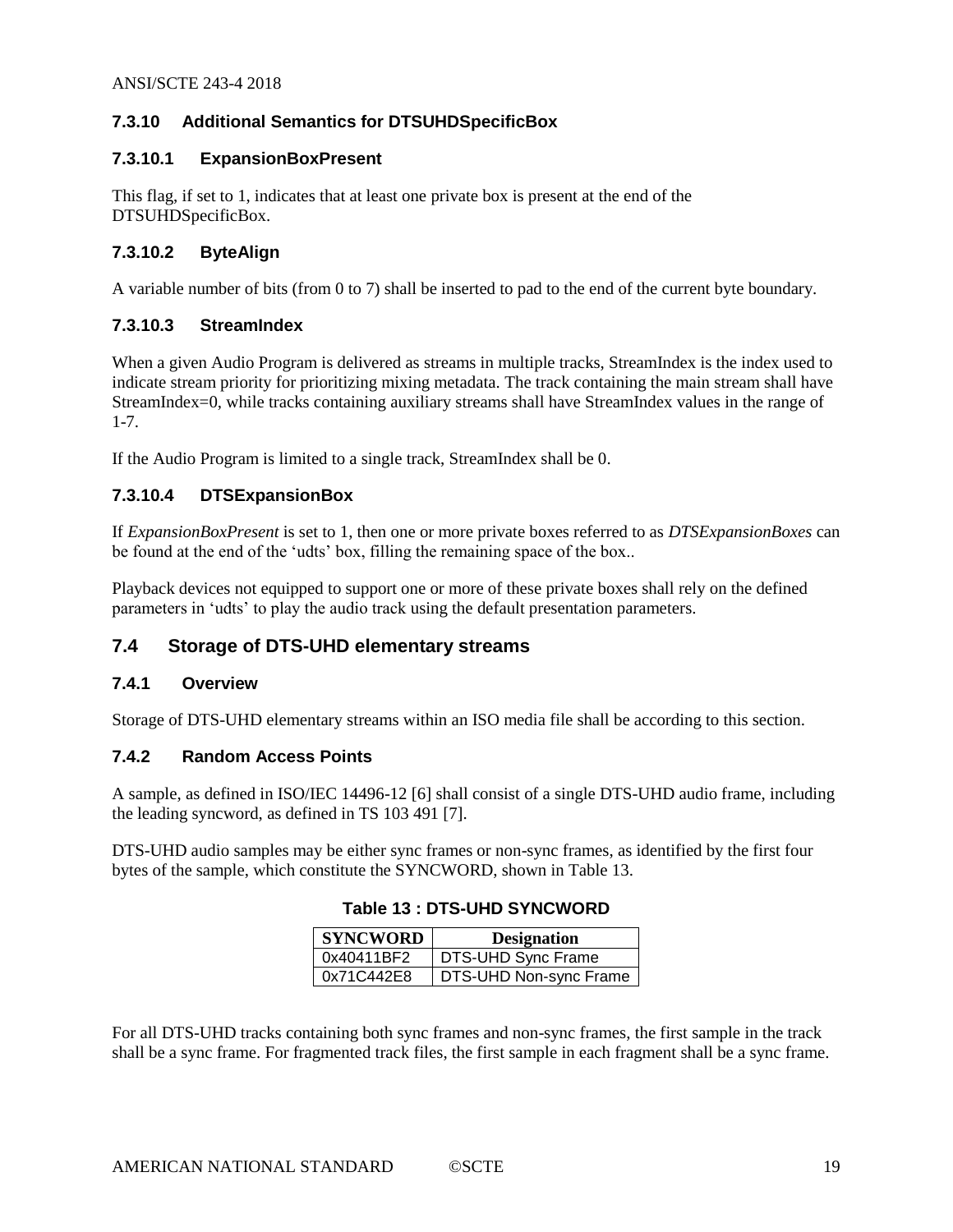### 7.3.10 Additional Semantics for DTSUHDSpecificBox

#### 7.3.10.1 ExpansionBoxPresent

This flag, if set to 1, indicates that at least one private box is present at the end of the DTSUHDSpecificBox.

#### 7.3.10.2 ByteAlign

A variable number of bits (from 0 to 7) shall be inserted to pad to the end of the current byte boundary.

#### 7.3.10.3 StreamIndex

When a given Audio Program is delivered as streams in multiple tracks, StreamIndex is the index used to indicate stream priority for prioritizing mixing metadata. The track containing the main stream shall have StreamIndex=0, while tracks containing auxiliary streams shall have StreamIndex values in the range of 1-7.

If the Audio Program is limited to a single track, StreamIndex shall be 0.

#### 7.3.10.4 DTSExpansionBox

If *ExpansionBoxPresent* is set to 1, then one or more private boxes referred to as *DTSExpansionBoxes* can be found at the end of the 'udts' box, filling the remaining space of the box..

Playback devices not equipped to support one or more of these private boxes shall rely on the defined parameters in 'udts' to play the audio track using the default presentation parameters.

## 7.4 Storage of DTS-UHD elementary streams

### 7.4.1 Overview

Storage of DTS-UHD elementary streams within an ISO media file shall be according to this section.

### 7.4.2 Random Access Points

A sample, as defined in ISO/IEC 14496-12 [6] shall consist of a single DTS-UHD audio frame, including the leading syncword, as defined in TS 103 491 [7].

DTS-UHD audio samples may be either sync frames or non-sync frames, as identified by the first four bytes of the sample, which constitute the SYNCWORD, shown in Table 13.

**Table 13 : DTS-UHD SYNCWORD**

| SYNCWORD | Designation |
|---|---|
| 0x40411BF2 | DTS-UHD Sync Frame |
| 0x71C442E8 | DTS-UHD Non-sync Frame |

For all DTS-UHD tracks containing both sync frames and non-sync frames, the first sample in the track shall be a sync frame. For fragmented track files, the first sample in each fragment shall be a sync frame.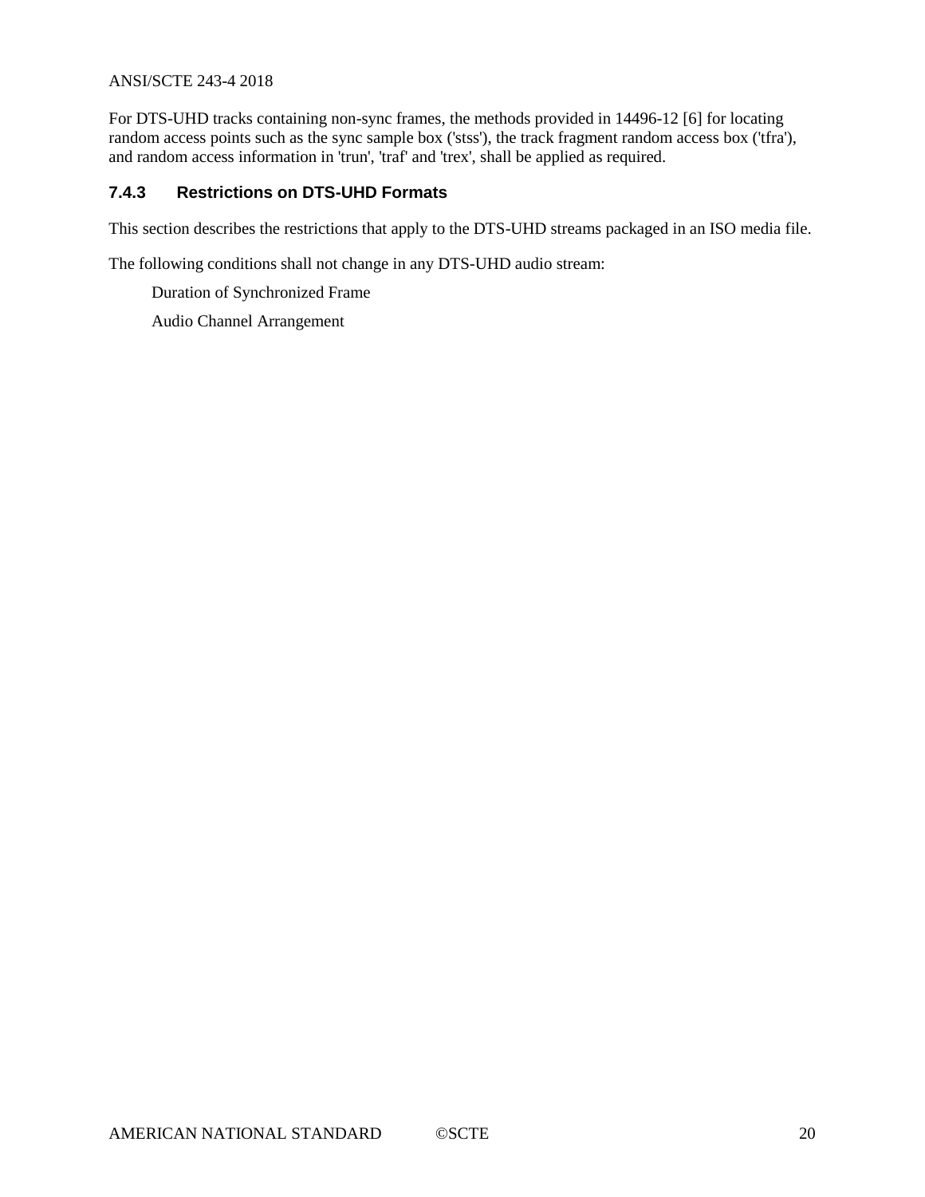For DTS-UHD tracks containing non-sync frames, the methods provided in 14496-12 [6] for locating random access points such as the sync sample box ('stss'), the track fragment random access box ('tfra'), and random access information in 'trun', 'traf' and 'trex', shall be applied as required.

### 7.4.3 Restrictions on DTS-UHD Formats

This section describes the restrictions that apply to the DTS-UHD streams packaged in an ISO media file.

The following conditions shall not change in any DTS-UHD audio stream:

- Duration of Synchronized Frame
- Audio Channel Arrangement